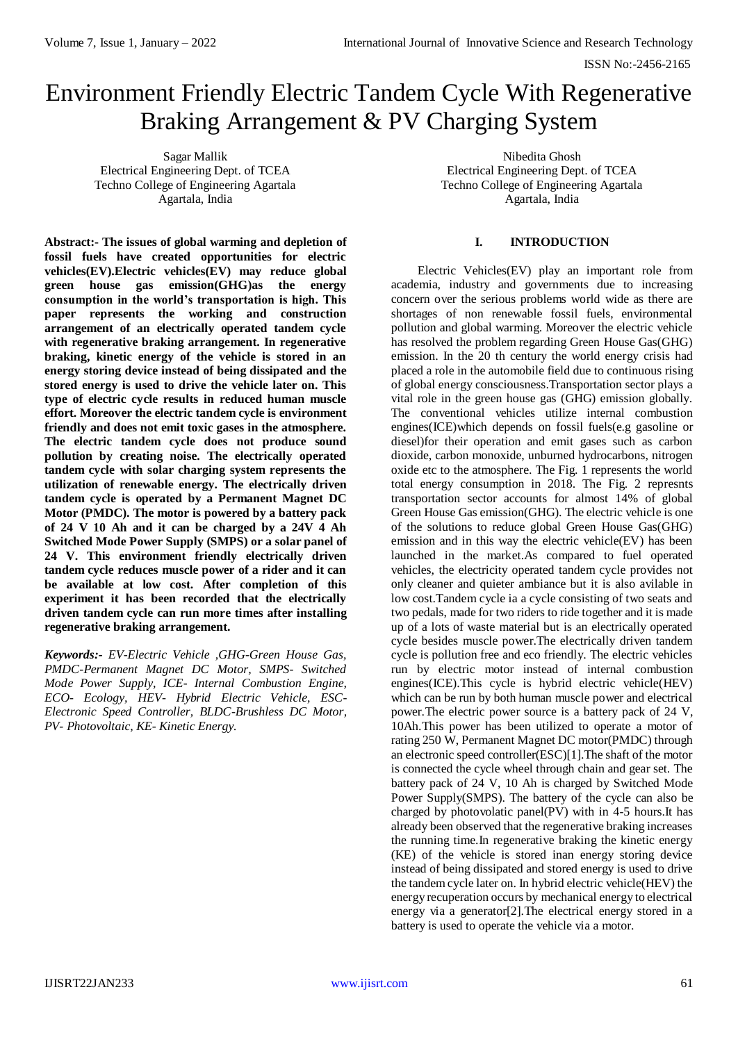# Environment Friendly Electric Tandem Cycle With Regenerative Braking Arrangement & PV Charging System

Sagar Mallik
Electrical Engineering Dept. of TCEA
Techno College of Engineering Agartala
Agartala, India

Nibedita Ghosh
Electrical Engineering Dept. of TCEA
Techno College of Engineering Agartala
Agartala, India

**Abstract:- The issues of global warming and depletion of fossil fuels have created opportunities for electric vehicles(EV).Electric vehicles(EV) may reduce global green house gas emission(GHG)as the energy consumption in the world's transportation is high. This paper represents the working and construction arrangement of an electrically operated tandem cycle with regenerative braking arrangement. In regenerative braking, kinetic energy of the vehicle is stored in an energy storing device instead of being dissipated and the stored energy is used to drive the vehicle later on. This type of electric cycle results in reduced human muscle effort. Moreover the electric tandem cycle is environment friendly and does not emit toxic gases in the atmosphere. The electric tandem cycle does not produce sound pollution by creating noise. The electrically operated tandem cycle with solar charging system represents the utilization of renewable energy. The electrically driven tandem cycle is operated by a Permanent Magnet DC Motor (PMDC). The motor is powered by a battery pack of 24 V 10 Ah and it can be charged by a 24V 4 Ah Switched Mode Power Supply (SMPS) or a solar panel of 24 V. This environment friendly electrically driven tandem cycle reduces muscle power of a rider and it can be available at low cost. After completion of this experiment it has been recorded that the electrically driven tandem cycle can run more times after installing regenerative braking arrangement.**

***Keywords:-** EV-Electric Vehicle ,GHG-Green House Gas, PMDC-Permanent Magnet DC Motor, SMPS- Switched Mode Power Supply, ICE- Internal Combustion Engine, ECO- Ecology, HEV- Hybrid Electric Vehicle, ESC- Electronic Speed Controller, BLDC-Brushless DC Motor, PV- Photovoltaic, KE- Kinetic Energy.*

## I. INTRODUCTION

Electric Vehicles(EV) play an important role from academia, industry and governments due to increasing concern over the serious problems world wide as there are shortages of non renewable fossil fuels, environmental pollution and global warming. Moreover the electric vehicle has resolved the problem regarding Green House Gas(GHG) emission. In the 20 th century the world energy crisis had placed a role in the automobile field due to continuous rising of global energy consciousness.Transportation sector plays a vital role in the green house gas (GHG) emission globally. The conventional vehicles utilize internal combustion engines(ICE)which depends on fossil fuels(e.g gasoline or diesel)for their operation and emit gases such as carbon dioxide, carbon monoxide, unburned hydrocarbons, nitrogen oxide etc to the atmosphere. The Fig. 1 represents the world total energy consumption in 2018. The Fig. 2 represnts transportation sector accounts for almost 14% of global Green House Gas emission(GHG). The electric vehicle is one of the solutions to reduce global Green House Gas(GHG) emission and in this way the electric vehicle(EV) has been launched in the market.As compared to fuel operated vehicles, the electricity operated tandem cycle provides not only cleaner and quieter ambiance but it is also avilable in low cost.Tandem cycle ia a cycle consisting of two seats and two pedals, made for two riders to ride together and it is made up of a lots of waste material but is an electrically operated cycle besides muscle power.The electrically driven tandem cycle is pollution free and eco friendly. The electric vehicles run by electric motor instead of internal combustion engines(ICE).This cycle is hybrid electric vehicle(HEV) which can be run by both human muscle power and electrical power.The electric power source is a battery pack of 24 V, 10Ah.This power has been utilized to operate a motor of rating 250 W, Permanent Magnet DC motor(PMDC) through an electronic speed controller(ESC)[1].The shaft of the motor is connected the cycle wheel through chain and gear set. The battery pack of 24 V, 10 Ah is charged by Switched Mode Power Supply(SMPS). The battery of the cycle can also be charged by photovolatic panel(PV) with in 4-5 hours.It has already been observed that the regenerative braking increases the running time.In regenerative braking the kinetic energy (KE) of the vehicle is stored inan energy storing device instead of being dissipated and stored energy is used to drive the tandem cycle later on. In hybrid electric vehicle(HEV) the energy recuperation occurs by mechanical energy to electrical energy via a generator[2].The electrical energy stored in a battery is used to operate the vehicle via a motor.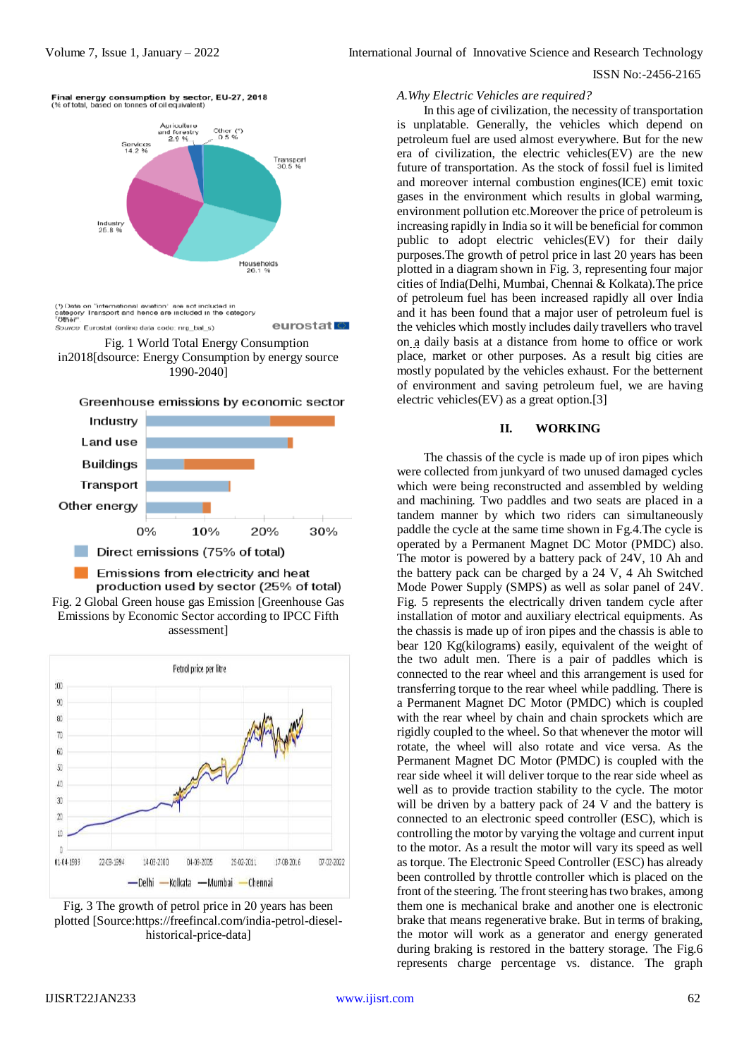Fig. 1 World Total Energy Consumption in2018[dsource: Energy Consumption by energy source 1990-2040]

Fig. 2 Global Green house gas Emission [Greenhouse Gas Emissions by Economic Sector according to IPCC Fifth assessment]

Fig. 3 The growth of petrol price in 20 years has been plotted [Source:https://freefincal.com/india-petrol-diesel-historical-price-data]

*A.Why Electric Vehicles are required?*

In this age of civilization, the necessity of transportation is unplatable. Generally, the vehicles which depend on petroleum fuel are used almost everywhere. But for the new era of civilization, the electric vehicles(EV) are the new future of transportation. As the stock of fossil fuel is limited and moreover internal combustion engines(ICE) emit toxic gases in the environment which results in global warming, environment pollution etc.Moreover the price of petroleum is increasing rapidly in India so it will be beneficial for common public to adopt electric vehicles(EV) for their daily purposes.The growth of petrol price in last 20 years has been plotted in a diagram shown in Fig. 3, representing four major cities of India(Delhi, Mumbai, Chennai & Kolkata).The price of petroleum fuel has been increased rapidly all over India and it has been found that a major user of petroleum fuel is the vehicles which mostly includes daily travellers who travel on a daily basis at a distance from home to office or work place, market or other purposes. As a result big cities are mostly populated by the vehicles exhaust. For the betternent of environment and saving petroleum fuel, we are having electric vehicles(EV) as a great option.[3]

## II. WORKING

The chassis of the cycle is made up of iron pipes which were collected from junkyard of two unused damaged cycles which were being reconstructed and assembled by welding and machining. Two paddles and two seats are placed in a tandem manner by which two riders can simultaneously paddle the cycle at the same time shown in Fg.4.The cycle is operated by a Permanent Magnet DC Motor (PMDC) also. The motor is powered by a battery pack of 24V, 10 Ah and the battery pack can be charged by a 24 V, 4 Ah Switched Mode Power Supply (SMPS) as well as solar panel of 24V. Fig. 5 represents the electrically driven tandem cycle after installation of motor and auxiliary electrical equipments. As the chassis is made up of iron pipes and the chassis is able to bear 120 Kg(kilograms) easily, equivalent of the weight of the two adult men. There is a pair of paddles which is connected to the rear wheel and this arrangement is used for transferring torque to the rear wheel while paddling. There is a Permanent Magnet DC Motor (PMDC) which is coupled with the rear wheel by chain and chain sprockets which are rigidly coupled to the wheel. So that whenever the motor will rotate, the wheel will also rotate and vice versa. As the Permanent Magnet DC Motor (PMDC) is coupled with the rear side wheel it will deliver torque to the rear side wheel as well as to provide traction stability to the cycle. The motor will be driven by a battery pack of 24 V and the battery is connected to an electronic speed controller (ESC), which is controlling the motor by varying the voltage and current input to the motor. As a result the motor will vary its speed as well as torque. The Electronic Speed Controller (ESC) has already been controlled by throttle controller which is placed on the front of the steering. The front steering has two brakes, among them one is mechanical brake and another one is electronic brake that means regenerative brake. But in terms of braking, the motor will work as a generator and energy generated during braking is restored in the battery storage. The Fig.6 represents charge percentage vs. distance. The graph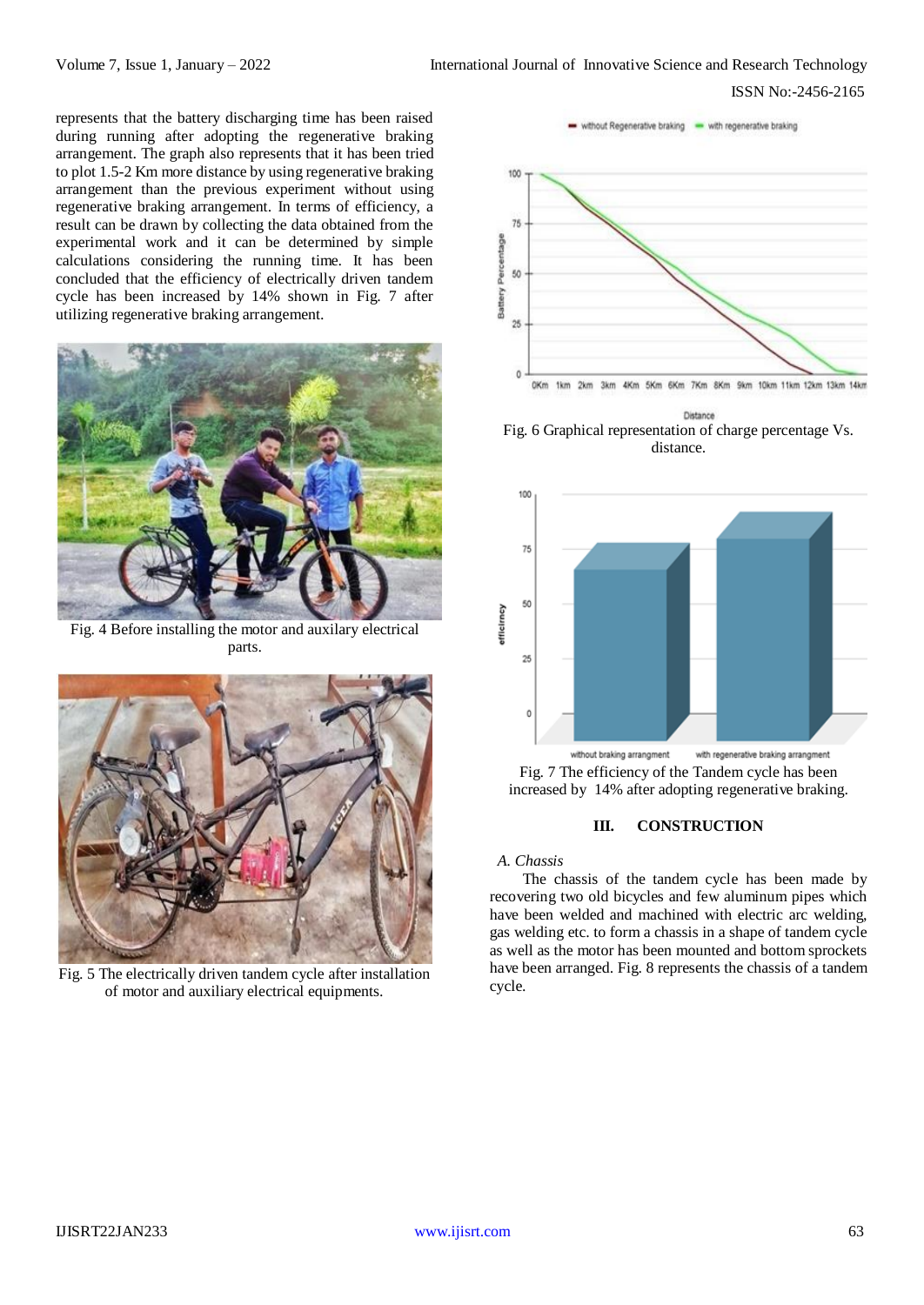represents that the battery discharging time has been raised during running after adopting the regenerative braking arrangement. The graph also represents that it has been tried to plot 1.5-2 Km more distance by using regenerative braking arrangement than the previous experiment without using regenerative braking arrangement. In terms of efficiency, a result can be drawn by collecting the data obtained from the experimental work and it can be determined by simple calculations considering the running time. It has been concluded that the efficiency of electrically driven tandem cycle has been increased by 14% shown in Fig. 7 after utilizing regenerative braking arrangement.

Fig. 4 Before installing the motor and auxilary electrical parts.

Fig. 5 The electrically driven tandem cycle after installation of motor and auxiliary electrical equipments.

Fig. 6 Graphical representation of charge percentage Vs. distance.

Fig. 7 The efficiency of the Tandem cycle has been increased by 14% after adopting regenerative braking.

## III. CONSTRUCTION

### *A. Chassis*

The chassis of the tandem cycle has been made by recovering two old bicycles and few aluminum pipes which have been welded and machined with electric arc welding, gas welding etc. to form a chassis in a shape of tandem cycle as well as the motor has been mounted and bottom sprockets have been arranged. Fig. 8 represents the chassis of a tandem cycle.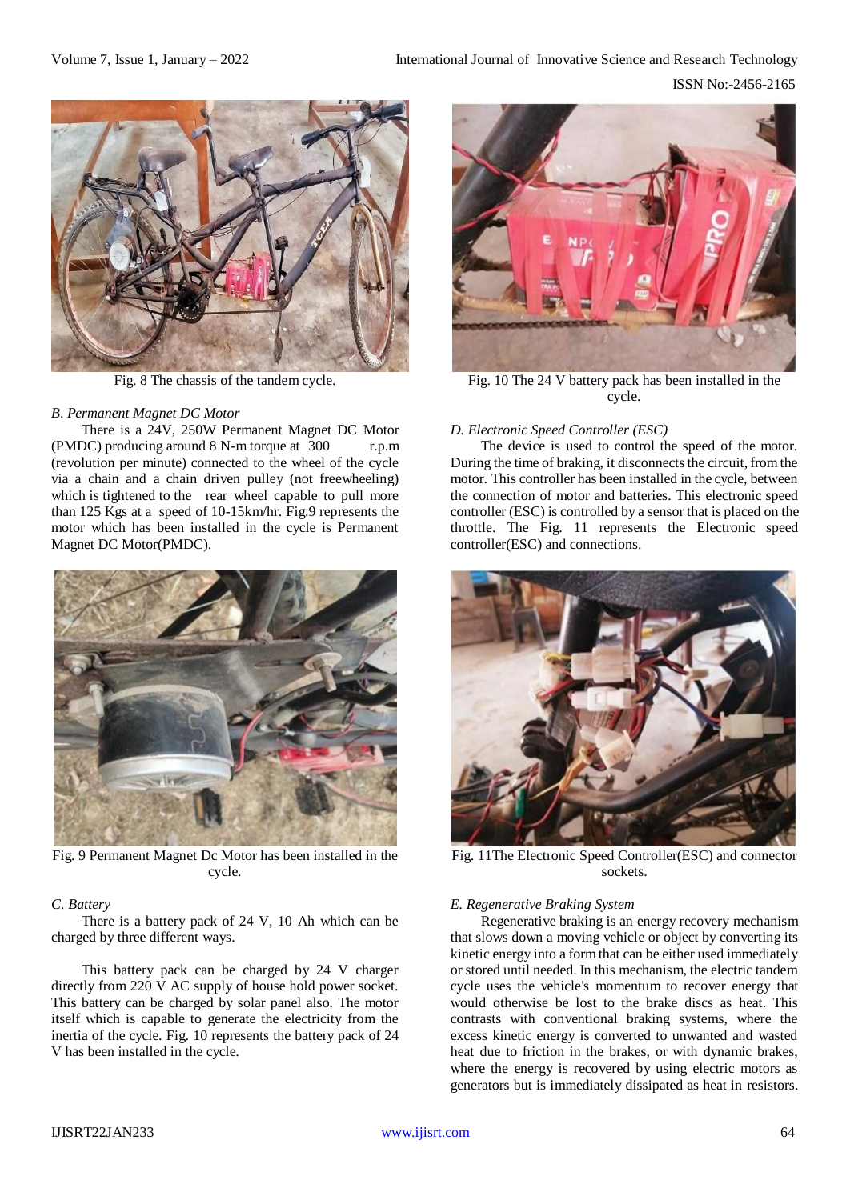Fig. 8 The chassis of the tandem cycle.

### B. Permanent Magnet DC Motor

There is a 24V, 250W Permanent Magnet DC Motor (PMDC) producing around 8 N-m torque at 300 r.p.m (revolution per minute) connected to the wheel of the cycle via a chain and a chain driven pulley (not freewheeling) which is tightened to the rear wheel capable to pull more than 125 Kgs at a speed of 10-15km/hr. Fig.9 represents the motor which has been installed in the cycle is Permanent Magnet DC Motor(PMDC).

Fig. 9 Permanent Magnet Dc Motor has been installed in the cycle.

### C. Battery

There is a battery pack of 24 V, 10 Ah which can be charged by three different ways.

This battery pack can be charged by 24 V charger directly from 220 V AC supply of house hold power socket. This battery can be charged by solar panel also. The motor itself which is capable to generate the electricity from the inertia of the cycle. Fig. 10 represents the battery pack of 24 V has been installed in the cycle.

Fig. 10 The 24 V battery pack has been installed in the cycle.

### D. Electronic Speed Controller (ESC)

The device is used to control the speed of the motor. During the time of braking, it disconnects the circuit, from the motor. This controller has been installed in the cycle, between the connection of motor and batteries. This electronic speed controller (ESC) is controlled by a sensor that is placed on the throttle. The Fig. 11 represents the Electronic speed controller(ESC) and connections.

Fig. 11The Electronic Speed Controller(ESC) and connector sockets.

### E. Regenerative Braking System

Regenerative braking is an energy recovery mechanism that slows down a moving vehicle or object by converting its kinetic energy into a form that can be either used immediately or stored until needed. In this mechanism, the electric tandem cycle uses the vehicle's momentum to recover energy that would otherwise be lost to the brake discs as heat. This contrasts with conventional braking systems, where the excess kinetic energy is converted to unwanted and wasted heat due to friction in the brakes, or with dynamic brakes, where the energy is recovered by using electric motors as generators but is immediately dissipated as heat in resistors.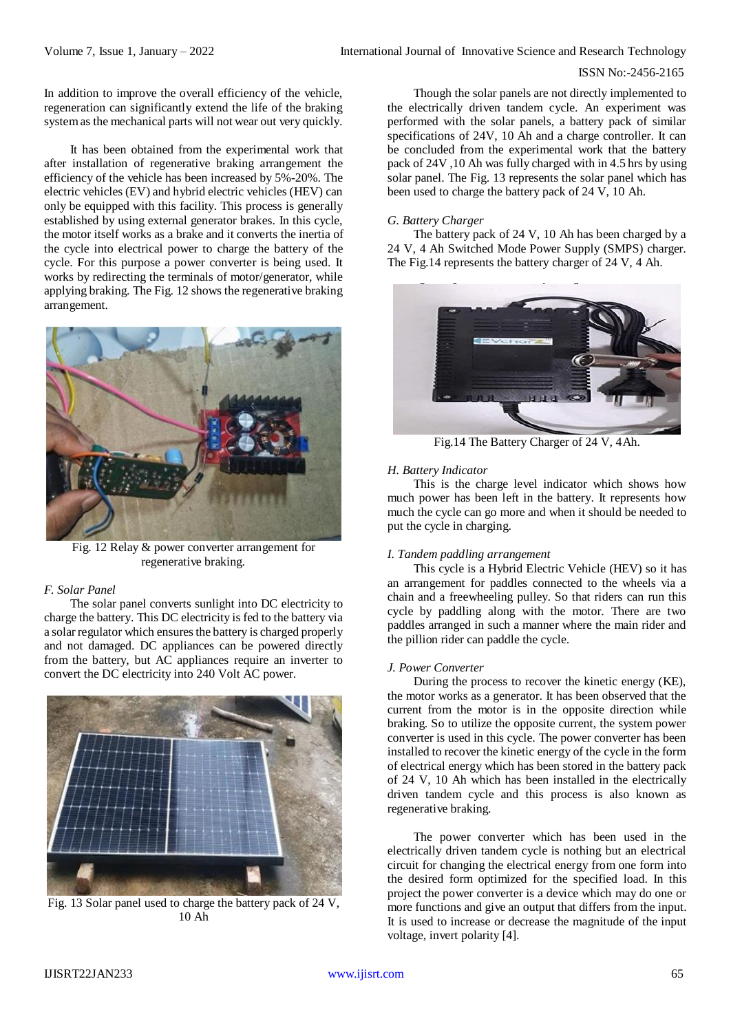In addition to improve the overall efficiency of the vehicle, regeneration can significantly extend the life of the braking system as the mechanical parts will not wear out very quickly.

It has been obtained from the experimental work that after installation of regenerative braking arrangement the efficiency of the vehicle has been increased by 5%-20%. The electric vehicles (EV) and hybrid electric vehicles (HEV) can only be equipped with this facility. This process is generally established by using external generator brakes. In this cycle, the motor itself works as a brake and it converts the inertia of the cycle into electrical power to charge the battery of the cycle. For this purpose a power converter is being used. It works by redirecting the terminals of motor/generator, while applying braking. The Fig. 12 shows the regenerative braking arrangement.

Fig. 12 Relay & power converter arrangement for regenerative braking.

### *F. Solar Panel*

The solar panel converts sunlight into DC electricity to charge the battery. This DC electricity is fed to the battery via a solar regulator which ensures the battery is charged properly and not damaged. DC appliances can be powered directly from the battery, but AC appliances require an inverter to convert the DC electricity into 240 Volt AC power.

Fig. 13 Solar panel used to charge the battery pack of 24 V, 10 Ah

Though the solar panels are not directly implemented to the electrically driven tandem cycle. An experiment was performed with the solar panels, a battery pack of similar specifications of 24V, 10 Ah and a charge controller. It can be concluded from the experimental work that the battery pack of 24V ,10 Ah was fully charged with in 4.5 hrs by using solar panel. The Fig. 13 represents the solar panel which has been used to charge the battery pack of 24 V, 10 Ah.

### *G. Battery Charger*

The battery pack of 24 V, 10 Ah has been charged by a 24 V, 4 Ah Switched Mode Power Supply (SMPS) charger. The Fig.14 represents the battery charger of 24 V, 4 Ah.

Fig.14 The Battery Charger of 24 V, 4Ah.

### *H. Battery Indicator*

This is the charge level indicator which shows how much power has been left in the battery. It represents how much the cycle can go more and when it should be needed to put the cycle in charging.

### *I. Tandem paddling arrangement*

This cycle is a Hybrid Electric Vehicle (HEV) so it has an arrangement for paddles connected to the wheels via a chain and a freewheeling pulley. So that riders can run this cycle by paddling along with the motor. There are two paddles arranged in such a manner where the main rider and the pillion rider can paddle the cycle.

### *J. Power Converter*

During the process to recover the kinetic energy (KE), the motor works as a generator. It has been observed that the current from the motor is in the opposite direction while braking. So to utilize the opposite current, the system power converter is used in this cycle. The power converter has been installed to recover the kinetic energy of the cycle in the form of electrical energy which has been stored in the battery pack of 24 V, 10 Ah which has been installed in the electrically driven tandem cycle and this process is also known as regenerative braking.

The power converter which has been used in the electrically driven tandem cycle is nothing but an electrical circuit for changing the electrical energy from one form into the desired form optimized for the specified load. In this project the power converter is a device which may do one or more functions and give an output that differs from the input. It is used to increase or decrease the magnitude of the input voltage, invert polarity [4].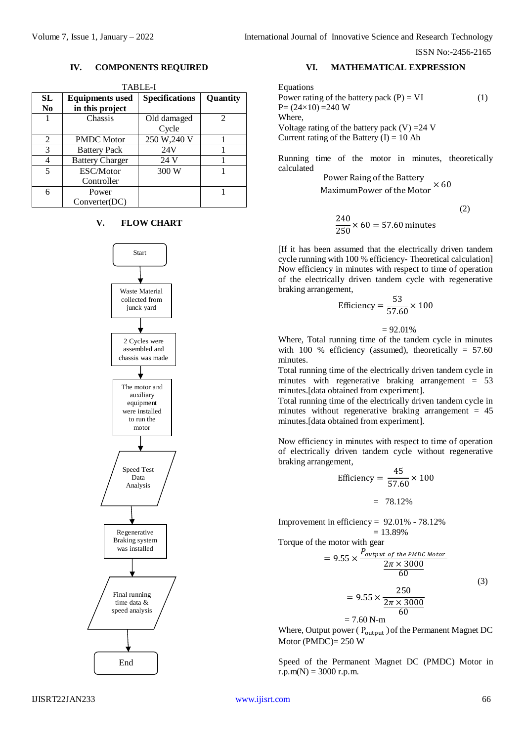## IV. COMPONENTS REQUIRED

TABLE-I

| SL No | Equipments used in this project | Specifications | Quantity |
|---|---|---|---|
| 1 | Chassis | Old damaged Cycle | 2 |
| 2 | PMDC Motor | 250 W,240 V | 1 |
| 3 | Battery Pack | 24V | 1 |
| 4 | Battery Charger | 24 V | 1 |
| 5 | ESC/Motor Controller | 300 W | 1 |
| 6 | Power Converter(DC) | | 1 |

## V. FLOW CHART

Start → Waste Material collected from junck yard → 2 Cycles were assembled and chassis was made → The motor and auxiliary equipment were installed to run the motor → Speed Test Data Analysis → Regenerative Braking system was installed → Final running time data & speed analysis → End

## VI. MATHEMATICAL EXPRESSION

Equations

Power rating of the battery pack (P) = VI (1)

P= (24×10) =240 W

Where,

Voltage rating of the battery pack (V) =24 V

Current rating of the Battery (I) = 10 Ah

Running time of the motor in minutes, theoretically calculated

$$\frac{\text{Power Raing of the Battery}}{\text{MaximumPower of the Motor}} \times 60 \quad (2)$$

$$\frac{240}{250} \times 60 = 57.60 \text{ minutes}$$

[If it has been assumed that the electrically driven tandem cycle running with 100 % efficiency- Theoretical calculation] Now efficiency in minutes with respect to time of operation of the electrically driven tandem cycle with regenerative braking arrangement,

$$\text{Efficiency} = \frac{53}{57.60} \times 100$$

$$= 92.01\%$$

Where, Total running time of the tandem cycle in minutes with 100 % efficiency (assumed), theoretically = 57.60 minutes.

Total running time of the electrically driven tandem cycle in minutes with regenerative braking arrangement = 53 minutes.[data obtained from experiment].

Total running time of the electrically driven tandem cycle in minutes without regenerative braking arrangement = 45 minutes.[data obtained from experiment].

Now efficiency in minutes with respect to time of operation of electrically driven tandem cycle without regenerative braking arrangement,

$$\text{Efficiency} = \frac{45}{57.60} \times 100$$

$$= 78.12\%$$

Improvement in efficiency = 92.01% - 78.12%

= 13.89%

Torque of the motor with gear

$$= 9.55 \times \frac{P_{output\ of\ the\ PMDC\ Motor}}{\frac{2\pi \times 3000}{60}}$$

$$= 9.55 \times \frac{250}{\frac{2\pi \times 3000}{60}} \quad (3)$$

= 7.60 N-m

Where, Output power ( $P_{output}$ ) of the Permanent Magnet DC Motor (PMDC)= 250 W

Speed of the Permanent Magnet DC (PMDC) Motor in r.p.m(N) = 3000 r.p.m.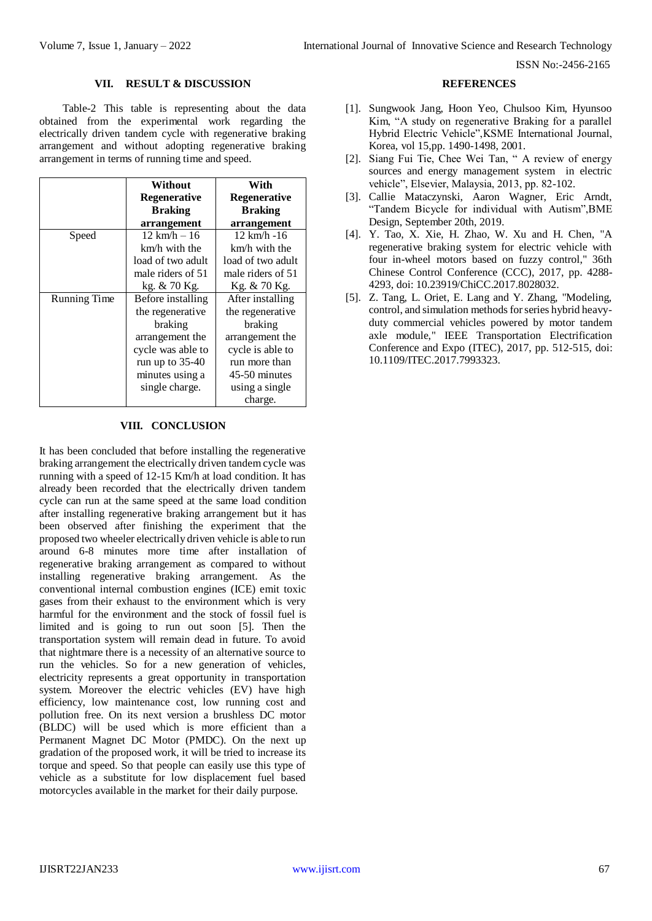## VII. RESULT & DISCUSSION

Table-2 This table is representing about the data obtained from the experimental work regarding the electrically driven tandem cycle with regenerative braking arrangement and without adopting regenerative braking arrangement in terms of running time and speed.

| | **Without Regenerative Braking arrangement** | **With Regenerative Braking arrangement** |
|---|---|---|
| Speed | 12 km/h – 16 km/h with the load of two adult male riders of 51 kg. & 70 Kg. | 12 km/h -16 km/h with the load of two adult male riders of 51 Kg. & 70 Kg. |
| Running Time | Before installing the regenerative braking arrangement the cycle was able to run up to 35-40 minutes using a single charge. | After installing the regenerative braking arrangement the cycle is able to run more than 45-50 minutes using a single charge. |

## VIII. CONCLUSION

It has been concluded that before installing the regenerative braking arrangement the electrically driven tandem cycle was running with a speed of 12-15 Km/h at load condition. It has already been recorded that the electrically driven tandem cycle can run at the same speed at the same load condition after installing regenerative braking arrangement but it has been observed after finishing the experiment that the proposed two wheeler electrically driven vehicle is able to run around 6-8 minutes more time after installation of regenerative braking arrangement as compared to without installing regenerative braking arrangement. As the conventional internal combustion engines (ICE) emit toxic gases from their exhaust to the environment which is very harmful for the environment and the stock of fossil fuel is limited and is going to run out soon [5]. Then the transportation system will remain dead in future. To avoid that nightmare there is a necessity of an alternative source to run the vehicles. So for a new generation of vehicles, electricity represents a great opportunity in transportation system. Moreover the electric vehicles (EV) have high efficiency, low maintenance cost, low running cost and pollution free. On its next version a brushless DC motor (BLDC) will be used which is more efficient than a Permanent Magnet DC Motor (PMDC). On the next up gradation of the proposed work, it will be tried to increase its torque and speed. So that people can easily use this type of vehicle as a substitute for low displacement fuel based motorcycles available in the market for their daily purpose.

## REFERENCES

[1]. Sungwook Jang, Hoon Yeo, Chulsoo Kim, Hyunsoo Kim, "A study on regenerative Braking for a parallel Hybrid Electric Vehicle",KSME International Journal, Korea, vol 15,pp. 1490-1498, 2001.

[2]. Siang Fui Tie, Chee Wei Tan, " A review of energy sources and energy management system in electric vehicle", Elsevier, Malaysia, 2013, pp. 82-102.

[3]. Callie Mataczynski, Aaron Wagner, Eric Arndt, "Tandem Bicycle for individual with Autism",BME Design, September 20th, 2019.

[4]. Y. Tao, X. Xie, H. Zhao, W. Xu and H. Chen, "A regenerative braking system for electric vehicle with four in-wheel motors based on fuzzy control," 36th Chinese Control Conference (CCC), 2017, pp. 4288-4293, doi: 10.23919/ChiCC.2017.8028032.

[5]. Z. Tang, L. Oriet, E. Lang and Y. Zhang, "Modeling, control, and simulation methods for series hybrid heavy-duty commercial vehicles powered by motor tandem axle module," IEEE Transportation Electrification Conference and Expo (ITEC), 2017, pp. 512-515, doi: 10.1109/ITEC.2017.7993323.